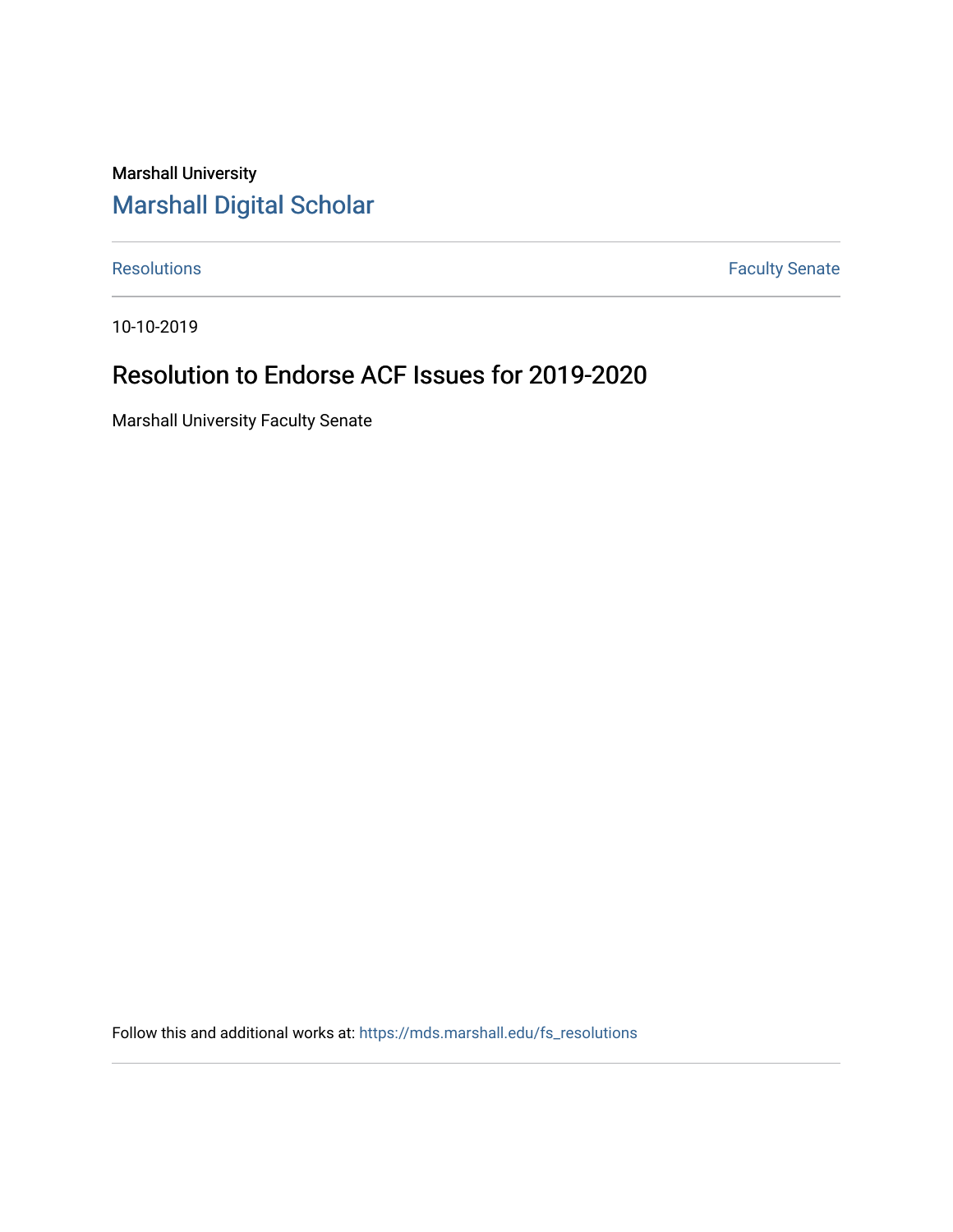Marshall University

# Marshall Digital Scholar

Resolutions | Faculty Senate

10-10-2019

## Resolution to Endorse ACF Issues for 2019-2020

Marshall University Faculty Senate

Follow this and additional works at: https://mds.marshall.edu/fs_resolutions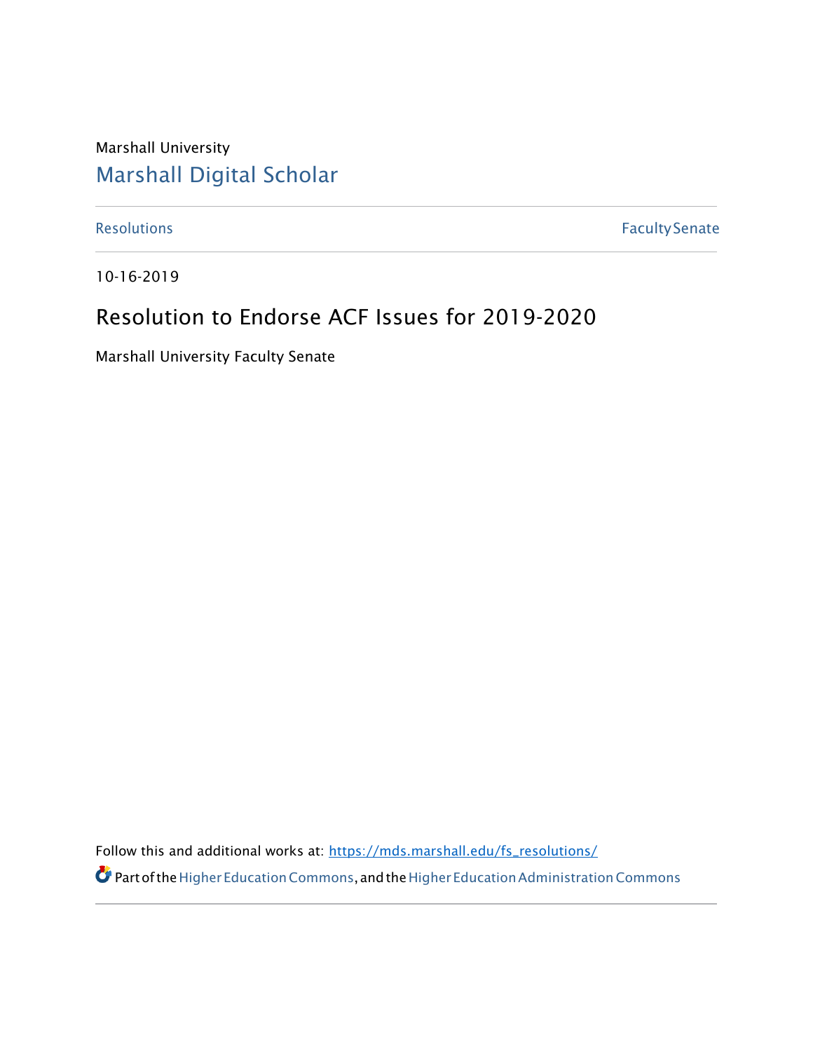Marshall University

[Marshall Digital Scholar](https://mds.marshall.edu/)

[Resolutions](https://mds.marshall.edu/fs_resolutions) [Faculty Senate](https://mds.marshall.edu/fs)

10-16-2019

# Resolution to Endorse ACF Issues for 2019-2020

Marshall University Faculty Senate

Follow this and additional works at: https://mds.marshall.edu/fs_resolutions/

Part of the Higher Education Commons, and the Higher Education Administration Commons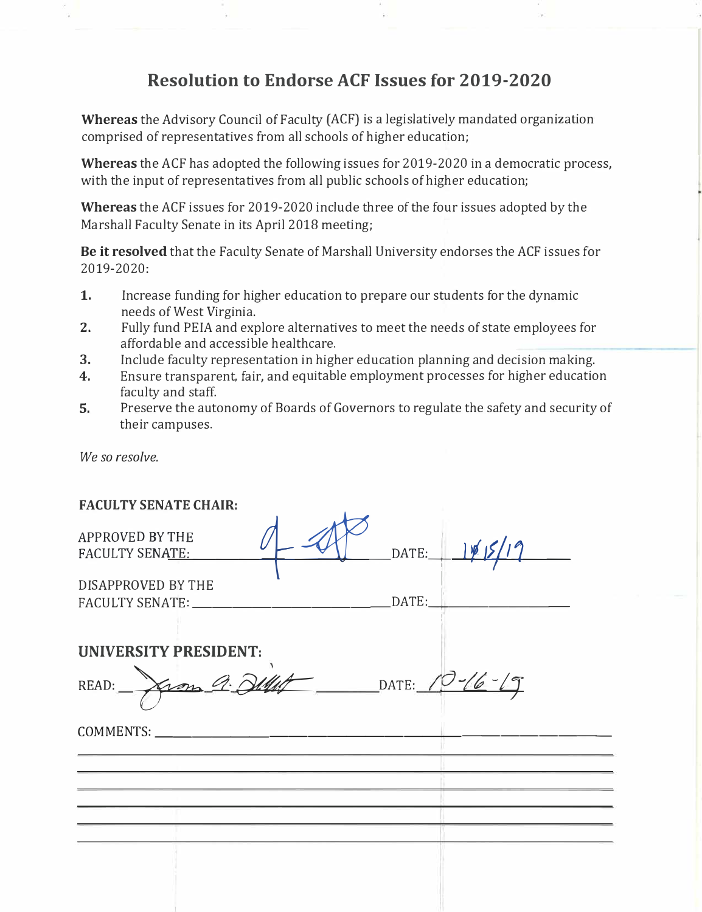# Resolution to Endorse ACF Issues for 2019-2020

**Whereas** the Advisory Council of Faculty (ACF) is a legislatively mandated organization comprised of representatives from all schools of higher education;

**Whereas** the ACF has adopted the following issues for 2019-2020 in a democratic process, with the input of representatives from all public schools of higher education;

**Whereas** the ACF issues for 2019-2020 include three of the four issues adopted by the Marshall Faculty Senate in its April 2018 meeting;

**Be it resolved** that the Faculty Senate of Marshall University endorses the ACF issues for 2019-2020:

1. Increase funding for higher education to prepare our students for the dynamic needs of West Virginia.
2. Fully fund PEIA and explore alternatives to meet the needs of state employees for affordable and accessible healthcare.
3. Include faculty representation in higher education planning and decision making.
4. Ensure transparent, fair, and equitable employment processes for higher education faculty and staff.
5. Preserve the autonomy of Boards of Governors to regulate the safety and security of their campuses.

*We so resolve.*

**FACULTY SENATE CHAIR:**

APPROVED BY THE FACULTY SENATE: [signature] DATE: 10/15/19

DISAPPROVED BY THE FACULTY SENATE: ____________________ DATE: ____________

**UNIVERSITY PRESIDENT:**

READ: [signature] DATE: 10-16-19

COMMENTS: ____________________